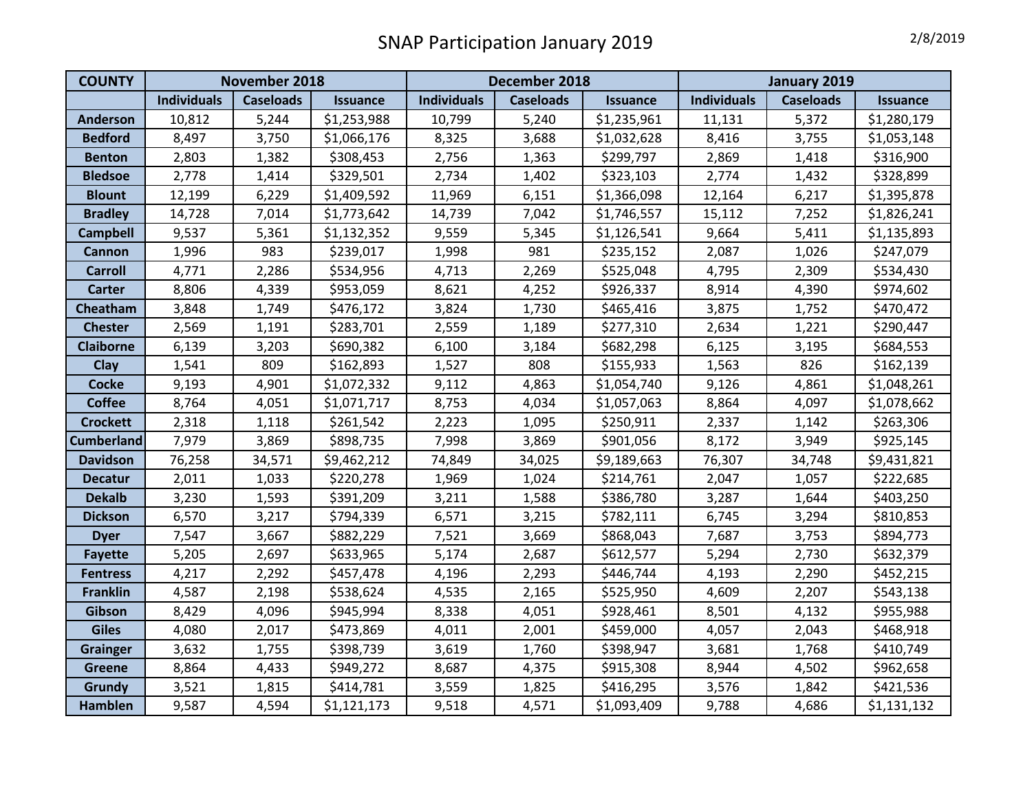# SNAP Participation January 2019

2/8/2019

| COUNTY | November 2018 | | | December 2018 | | | January 2019 | | |
|---|---|---|---|---|---|---|---|---|---|
| | Individuals | Caseloads | Issuance | Individuals | Caseloads | Issuance | Individuals | Caseloads | Issuance |
| Anderson | 10,812 | 5,244 | $1,253,988 | 10,799 | 5,240 | $1,235,961 | 11,131 | 5,372 | $1,280,179 |
| Bedford | 8,497 | 3,750 | $1,066,176 | 8,325 | 3,688 | $1,032,628 | 8,416 | 3,755 | $1,053,148 |
| Benton | 2,803 | 1,382 | $308,453 | 2,756 | 1,363 | $299,797 | 2,869 | 1,418 | $316,900 |
| Bledsoe | 2,778 | 1,414 | $329,501 | 2,734 | 1,402 | $323,103 | 2,774 | 1,432 | $328,899 |
| Blount | 12,199 | 6,229 | $1,409,592 | 11,969 | 6,151 | $1,366,098 | 12,164 | 6,217 | $1,395,878 |
| Bradley | 14,728 | 7,014 | $1,773,642 | 14,739 | 7,042 | $1,746,557 | 15,112 | 7,252 | $1,826,241 |
| Campbell | 9,537 | 5,361 | $1,132,352 | 9,559 | 5,345 | $1,126,541 | 9,664 | 5,411 | $1,135,893 |
| Cannon | 1,996 | 983 | $239,017 | 1,998 | 981 | $235,152 | 2,087 | 1,026 | $247,079 |
| Carroll | 4,771 | 2,286 | $534,956 | 4,713 | 2,269 | $525,048 | 4,795 | 2,309 | $534,430 |
| Carter | 8,806 | 4,339 | $953,059 | 8,621 | 4,252 | $926,337 | 8,914 | 4,390 | $974,602 |
| Cheatham | 3,848 | 1,749 | $476,172 | 3,824 | 1,730 | $465,416 | 3,875 | 1,752 | $470,472 |
| Chester | 2,569 | 1,191 | $283,701 | 2,559 | 1,189 | $277,310 | 2,634 | 1,221 | $290,447 |
| Claiborne | 6,139 | 3,203 | $690,382 | 6,100 | 3,184 | $682,298 | 6,125 | 3,195 | $684,553 |
| Clay | 1,541 | 809 | $162,893 | 1,527 | 808 | $155,933 | 1,563 | 826 | $162,139 |
| Cocke | 9,193 | 4,901 | $1,072,332 | 9,112 | 4,863 | $1,054,740 | 9,126 | 4,861 | $1,048,261 |
| Coffee | 8,764 | 4,051 | $1,071,717 | 8,753 | 4,034 | $1,057,063 | 8,864 | 4,097 | $1,078,662 |
| Crockett | 2,318 | 1,118 | $261,542 | 2,223 | 1,095 | $250,911 | 2,337 | 1,142 | $263,306 |
| Cumberland | 7,979 | 3,869 | $898,735 | 7,998 | 3,869 | $901,056 | 8,172 | 3,949 | $925,145 |
| Davidson | 76,258 | 34,571 | $9,462,212 | 74,849 | 34,025 | $9,189,663 | 76,307 | 34,748 | $9,431,821 |
| Decatur | 2,011 | 1,033 | $220,278 | 1,969 | 1,024 | $214,761 | 2,047 | 1,057 | $222,685 |
| Dekalb | 3,230 | 1,593 | $391,209 | 3,211 | 1,588 | $386,780 | 3,287 | 1,644 | $403,250 |
| Dickson | 6,570 | 3,217 | $794,339 | 6,571 | 3,215 | $782,111 | 6,745 | 3,294 | $810,853 |
| Dyer | 7,547 | 3,667 | $882,229 | 7,521 | 3,669 | $868,043 | 7,687 | 3,753 | $894,773 |
| Fayette | 5,205 | 2,697 | $633,965 | 5,174 | 2,687 | $612,577 | 5,294 | 2,730 | $632,379 |
| Fentress | 4,217 | 2,292 | $457,478 | 4,196 | 2,293 | $446,744 | 4,193 | 2,290 | $452,215 |
| Franklin | 4,587 | 2,198 | $538,624 | 4,535 | 2,165 | $525,950 | 4,609 | 2,207 | $543,138 |
| Gibson | 8,429 | 4,096 | $945,994 | 8,338 | 4,051 | $928,461 | 8,501 | 4,132 | $955,988 |
| Giles | 4,080 | 2,017 | $473,869 | 4,011 | 2,001 | $459,000 | 4,057 | 2,043 | $468,918 |
| Grainger | 3,632 | 1,755 | $398,739 | 3,619 | 1,760 | $398,947 | 3,681 | 1,768 | $410,749 |
| Greene | 8,864 | 4,433 | $949,272 | 8,687 | 4,375 | $915,308 | 8,944 | 4,502 | $962,658 |
| Grundy | 3,521 | 1,815 | $414,781 | 3,559 | 1,825 | $416,295 | 3,576 | 1,842 | $421,536 |
| Hamblen | 9,587 | 4,594 | $1,121,173 | 9,518 | 4,571 | $1,093,409 | 9,788 | 4,686 | $1,131,132 |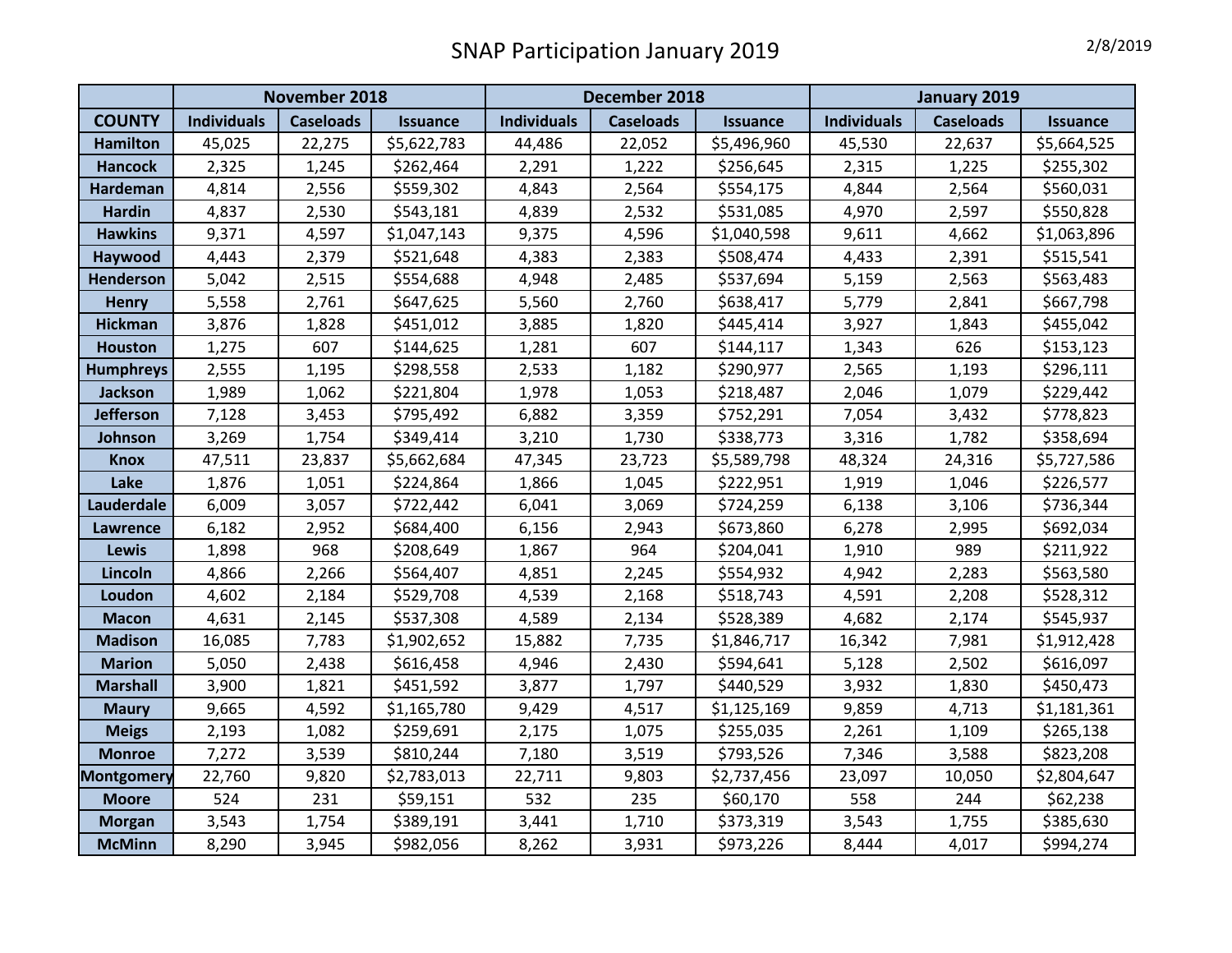# SNAP Participation January 2019

2/8/2019

| COUNTY | November 2018 | | | December 2018 | | | January 2019 | | |
|---|---|---|---|---|---|---|---|---|---|
| | Individuals | Caseloads | Issuance | Individuals | Caseloads | Issuance | Individuals | Caseloads | Issuance |
| Hamilton | 45,025 | 22,275 | $5,622,783 | 44,486 | 22,052 | $5,496,960 | 45,530 | 22,637 | $5,664,525 |
| Hancock | 2,325 | 1,245 | $262,464 | 2,291 | 1,222 | $256,645 | 2,315 | 1,225 | $255,302 |
| Hardeman | 4,814 | 2,556 | $559,302 | 4,843 | 2,564 | $554,175 | 4,844 | 2,564 | $560,031 |
| Hardin | 4,837 | 2,530 | $543,181 | 4,839 | 2,532 | $531,085 | 4,970 | 2,597 | $550,828 |
| Hawkins | 9,371 | 4,597 | $1,047,143 | 9,375 | 4,596 | $1,040,598 | 9,611 | 4,662 | $1,063,896 |
| Haywood | 4,443 | 2,379 | $521,648 | 4,383 | 2,383 | $508,474 | 4,433 | 2,391 | $515,541 |
| Henderson | 5,042 | 2,515 | $554,688 | 4,948 | 2,485 | $537,694 | 5,159 | 2,563 | $563,483 |
| Henry | 5,558 | 2,761 | $647,625 | 5,560 | 2,760 | $638,417 | 5,779 | 2,841 | $667,798 |
| Hickman | 3,876 | 1,828 | $451,012 | 3,885 | 1,820 | $445,414 | 3,927 | 1,843 | $455,042 |
| Houston | 1,275 | 607 | $144,625 | 1,281 | 607 | $144,117 | 1,343 | 626 | $153,123 |
| Humphreys | 2,555 | 1,195 | $298,558 | 2,533 | 1,182 | $290,977 | 2,565 | 1,193 | $296,111 |
| Jackson | 1,989 | 1,062 | $221,804 | 1,978 | 1,053 | $218,487 | 2,046 | 1,079 | $229,442 |
| Jefferson | 7,128 | 3,453 | $795,492 | 6,882 | 3,359 | $752,291 | 7,054 | 3,432 | $778,823 |
| Johnson | 3,269 | 1,754 | $349,414 | 3,210 | 1,730 | $338,773 | 3,316 | 1,782 | $358,694 |
| Knox | 47,511 | 23,837 | $5,662,684 | 47,345 | 23,723 | $5,589,798 | 48,324 | 24,316 | $5,727,586 |
| Lake | 1,876 | 1,051 | $224,864 | 1,866 | 1,045 | $222,951 | 1,919 | 1,046 | $226,577 |
| Lauderdale | 6,009 | 3,057 | $722,442 | 6,041 | 3,069 | $724,259 | 6,138 | 3,106 | $736,344 |
| Lawrence | 6,182 | 2,952 | $684,400 | 6,156 | 2,943 | $673,860 | 6,278 | 2,995 | $692,034 |
| Lewis | 1,898 | 968 | $208,649 | 1,867 | 964 | $204,041 | 1,910 | 989 | $211,922 |
| Lincoln | 4,866 | 2,266 | $564,407 | 4,851 | 2,245 | $554,932 | 4,942 | 2,283 | $563,580 |
| Loudon | 4,602 | 2,184 | $529,708 | 4,539 | 2,168 | $518,743 | 4,591 | 2,208 | $528,312 |
| Macon | 4,631 | 2,145 | $537,308 | 4,589 | 2,134 | $528,389 | 4,682 | 2,174 | $545,937 |
| Madison | 16,085 | 7,783 | $1,902,652 | 15,882 | 7,735 | $1,846,717 | 16,342 | 7,981 | $1,912,428 |
| Marion | 5,050 | 2,438 | $616,458 | 4,946 | 2,430 | $594,641 | 5,128 | 2,502 | $616,097 |
| Marshall | 3,900 | 1,821 | $451,592 | 3,877 | 1,797 | $440,529 | 3,932 | 1,830 | $450,473 |
| Maury | 9,665 | 4,592 | $1,165,780 | 9,429 | 4,517 | $1,125,169 | 9,859 | 4,713 | $1,181,361 |
| Meigs | 2,193 | 1,082 | $259,691 | 2,175 | 1,075 | $255,035 | 2,261 | 1,109 | $265,138 |
| Monroe | 7,272 | 3,539 | $810,244 | 7,180 | 3,519 | $793,526 | 7,346 | 3,588 | $823,208 |
| Montgomery | 22,760 | 9,820 | $2,783,013 | 22,711 | 9,803 | $2,737,456 | 23,097 | 10,050 | $2,804,647 |
| Moore | 524 | 231 | $59,151 | 532 | 235 | $60,170 | 558 | 244 | $62,238 |
| Morgan | 3,543 | 1,754 | $389,191 | 3,441 | 1,710 | $373,319 | 3,543 | 1,755 | $385,630 |
| McMinn | 8,290 | 3,945 | $982,056 | 8,262 | 3,931 | $973,226 | 8,444 | 4,017 | $994,274 |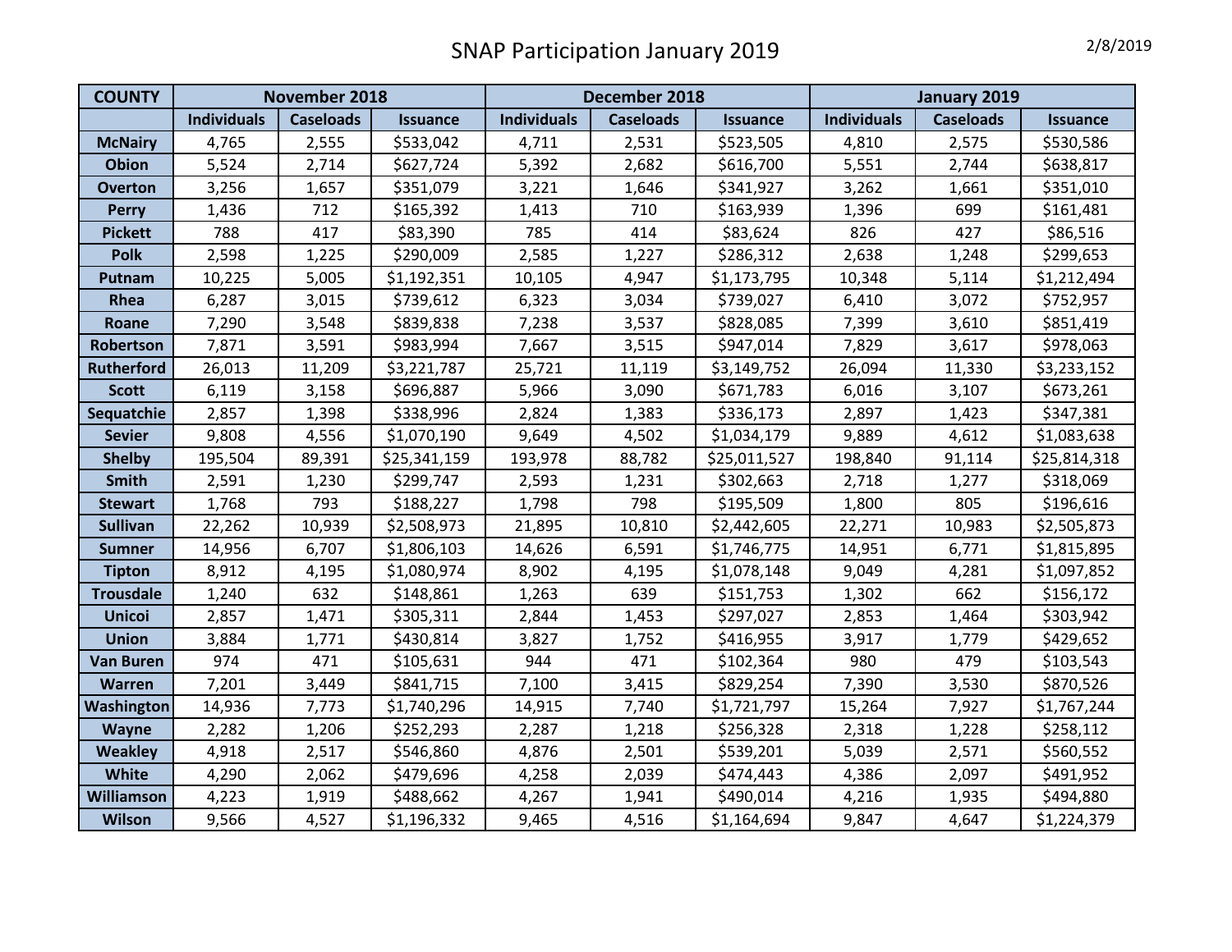# SNAP Participation January 2019

2/8/2019

| COUNTY | November 2018 | | | December 2018 | | | January 2019 | | |
|---|---|---|---|---|---|---|---|---|---|
| | Individuals | Caseloads | Issuance | Individuals | Caseloads | Issuance | Individuals | Caseloads | Issuance |
| McNairy | 4,765 | 2,555 | $533,042 | 4,711 | 2,531 | $523,505 | 4,810 | 2,575 | $530,586 |
| Obion | 5,524 | 2,714 | $627,724 | 5,392 | 2,682 | $616,700 | 5,551 | 2,744 | $638,817 |
| Overton | 3,256 | 1,657 | $351,079 | 3,221 | 1,646 | $341,927 | 3,262 | 1,661 | $351,010 |
| Perry | 1,436 | 712 | $165,392 | 1,413 | 710 | $163,939 | 1,396 | 699 | $161,481 |
| Pickett | 788 | 417 | $83,390 | 785 | 414 | $83,624 | 826 | 427 | $86,516 |
| Polk | 2,598 | 1,225 | $290,009 | 2,585 | 1,227 | $286,312 | 2,638 | 1,248 | $299,653 |
| Putnam | 10,225 | 5,005 | $1,192,351 | 10,105 | 4,947 | $1,173,795 | 10,348 | 5,114 | $1,212,494 |
| Rhea | 6,287 | 3,015 | $739,612 | 6,323 | 3,034 | $739,027 | 6,410 | 3,072 | $752,957 |
| Roane | 7,290 | 3,548 | $839,838 | 7,238 | 3,537 | $828,085 | 7,399 | 3,610 | $851,419 |
| Robertson | 7,871 | 3,591 | $983,994 | 7,667 | 3,515 | $947,014 | 7,829 | 3,617 | $978,063 |
| Rutherford | 26,013 | 11,209 | $3,221,787 | 25,721 | 11,119 | $3,149,752 | 26,094 | 11,330 | $3,233,152 |
| Scott | 6,119 | 3,158 | $696,887 | 5,966 | 3,090 | $671,783 | 6,016 | 3,107 | $673,261 |
| Sequatchie | 2,857 | 1,398 | $338,996 | 2,824 | 1,383 | $336,173 | 2,897 | 1,423 | $347,381 |
| Sevier | 9,808 | 4,556 | $1,070,190 | 9,649 | 4,502 | $1,034,179 | 9,889 | 4,612 | $1,083,638 |
| Shelby | 195,504 | 89,391 | $25,341,159 | 193,978 | 88,782 | $25,011,527 | 198,840 | 91,114 | $25,814,318 |
| Smith | 2,591 | 1,230 | $299,747 | 2,593 | 1,231 | $302,663 | 2,718 | 1,277 | $318,069 |
| Stewart | 1,768 | 793 | $188,227 | 1,798 | 798 | $195,509 | 1,800 | 805 | $196,616 |
| Sullivan | 22,262 | 10,939 | $2,508,973 | 21,895 | 10,810 | $2,442,605 | 22,271 | 10,983 | $2,505,873 |
| Sumner | 14,956 | 6,707 | $1,806,103 | 14,626 | 6,591 | $1,746,775 | 14,951 | 6,771 | $1,815,895 |
| Tipton | 8,912 | 4,195 | $1,080,974 | 8,902 | 4,195 | $1,078,148 | 9,049 | 4,281 | $1,097,852 |
| Trousdale | 1,240 | 632 | $148,861 | 1,263 | 639 | $151,753 | 1,302 | 662 | $156,172 |
| Unicoi | 2,857 | 1,471 | $305,311 | 2,844 | 1,453 | $297,027 | 2,853 | 1,464 | $303,942 |
| Union | 3,884 | 1,771 | $430,814 | 3,827 | 1,752 | $416,955 | 3,917 | 1,779 | $429,652 |
| Van Buren | 974 | 471 | $105,631 | 944 | 471 | $102,364 | 980 | 479 | $103,543 |
| Warren | 7,201 | 3,449 | $841,715 | 7,100 | 3,415 | $829,254 | 7,390 | 3,530 | $870,526 |
| Washington | 14,936 | 7,773 | $1,740,296 | 14,915 | 7,740 | $1,721,797 | 15,264 | 7,927 | $1,767,244 |
| Wayne | 2,282 | 1,206 | $252,293 | 2,287 | 1,218 | $256,328 | 2,318 | 1,228 | $258,112 |
| Weakley | 4,918 | 2,517 | $546,860 | 4,876 | 2,501 | $539,201 | 5,039 | 2,571 | $560,552 |
| White | 4,290 | 2,062 | $479,696 | 4,258 | 2,039 | $474,443 | 4,386 | 2,097 | $491,952 |
| Williamson | 4,223 | 1,919 | $488,662 | 4,267 | 1,941 | $490,014 | 4,216 | 1,935 | $494,880 |
| Wilson | 9,566 | 4,527 | $1,196,332 | 9,465 | 4,516 | $1,164,694 | 9,847 | 4,647 | $1,224,379 |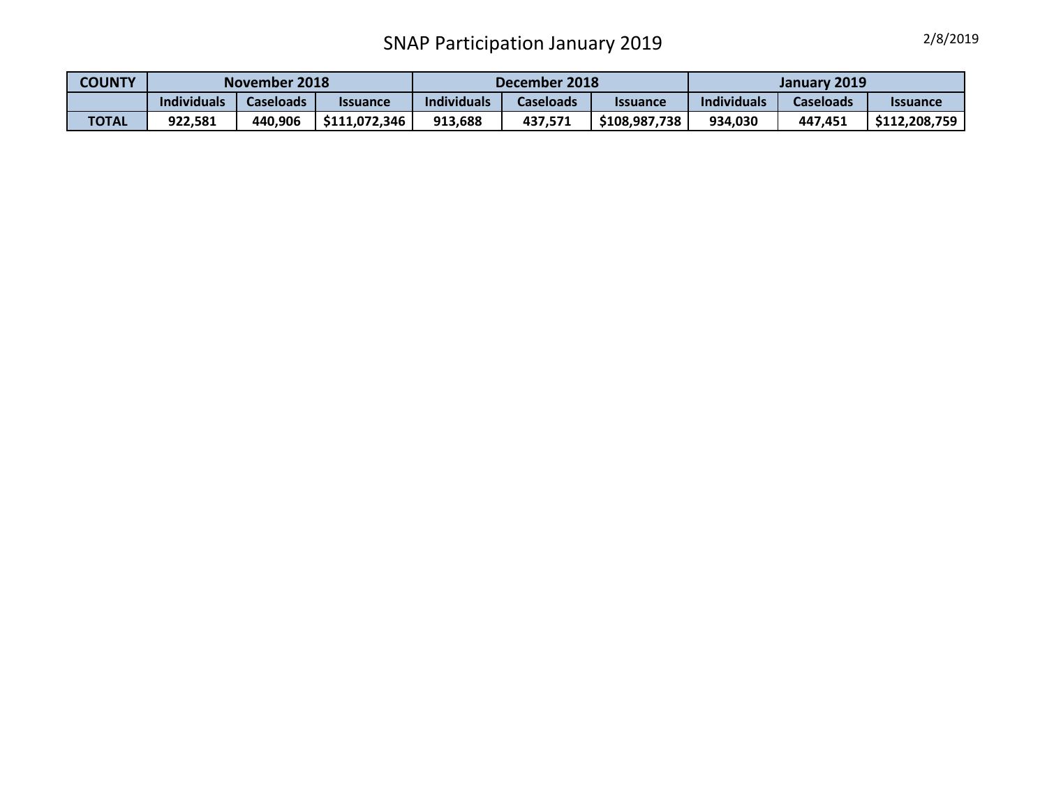# SNAP Participation January 2019

2/8/2019

| COUNTY | November 2018 | | | December 2018 | | | January 2019 | | |
|---|---|---|---|---|---|---|---|---|---|
| | Individuals | Caseloads | Issuance | Individuals | Caseloads | Issuance | Individuals | Caseloads | Issuance |
| TOTAL | 922,581 | 440,906 | $111,072,346 | 913,688 | 437,571 | $108,987,738 | 934,030 | 447,451 | $112,208,759 |